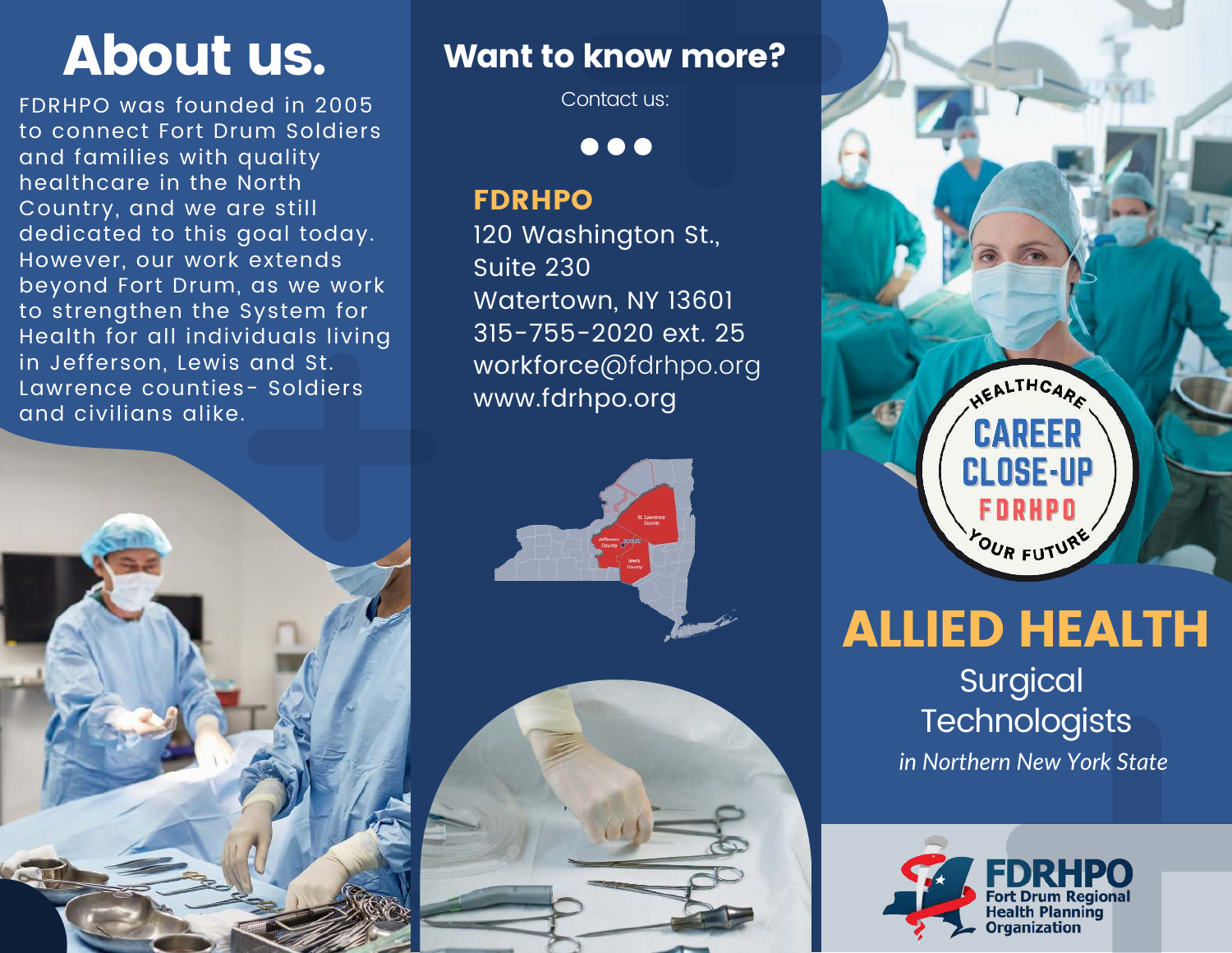# About us.

FDRHPO was founded in 2005 to connect Fort Drum Soldiers and families with quality healthcare in the North Country, and we are still dedicated to this goal today. However, our work extends beyond Fort Drum, as we work to strengthen the System for Health for all individuals living in Jefferson, Lewis and St. Lawrence counties- Soldiers and civilians alike.

# Want to know more?

Contact us:

**FDRHPO**
120 Washington St.,
Suite 230
Watertown, NY 13601
315-755-2020 ext. 25
workforce@fdrhpo.org
www.fdrhpo.org

HEALTHCARE CAREER CLOSE-UP FDRHPO YOUR FUTURE

# ALLIED HEALTH

## Surgical Technologists

*in Northern New York State*

**FDRHPO**
Fort Drum Regional Health Planning Organization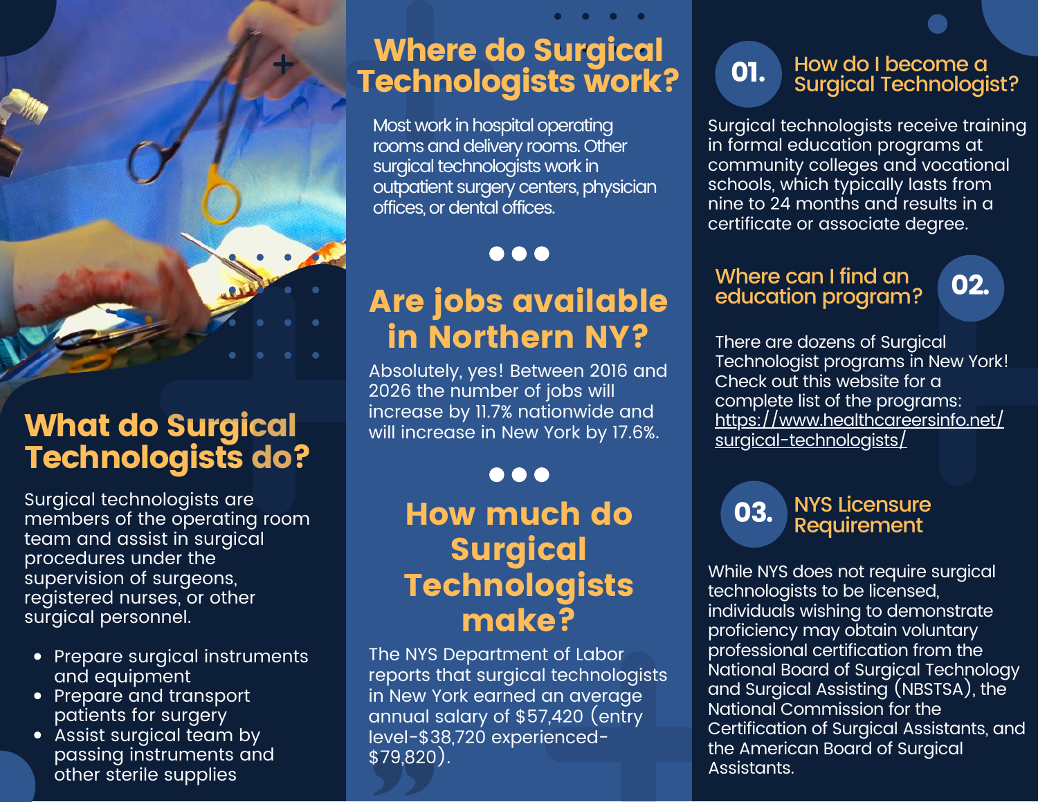## What do Surgical Technologists do?

Surgical technologists are members of the operating room team and assist in surgical procedures under the supervision of surgeons, registered nurses, or other surgical personnel.

- Prepare surgical instruments and equipment
- Prepare and transport patients for surgery
- Assist surgical team by passing instruments and other sterile supplies

## Where do Surgical Technologists work?

Most work in hospital operating rooms and delivery rooms. Other surgical technologists work in outpatient surgery centers, physician offices, or dental offices.

## Are jobs available in Northern NY?

Absolutely, yes! Between 2016 and 2026 the number of jobs will increase by 11.7% nationwide and will increase in New York by 17.6%.

## How much do Surgical Technologists make?

The NYS Department of Labor reports that surgical technologists in New York earned an average annual salary of $57,420 (entry level-$38,720 experienced-$79,820).

### 01. How do I become a Surgical Technologist?

Surgical technologists receive training in formal education programs at community colleges and vocational schools, which typically lasts from nine to 24 months and results in a certificate or associate degree.

### 02. Where can I find an education program?

There are dozens of Surgical Technologist programs in New York! Check out this website for a complete list of the programs: https://www.healthcareersinfo.net/surgical-technologists/

### 03. NYS Licensure Requirement

While NYS does not require surgical technologists to be licensed, individuals wishing to demonstrate proficiency may obtain voluntary professional certification from the National Board of Surgical Technology and Surgical Assisting (NBSTSA), the National Commission for the Certification of Surgical Assistants, and the American Board of Surgical Assistants.